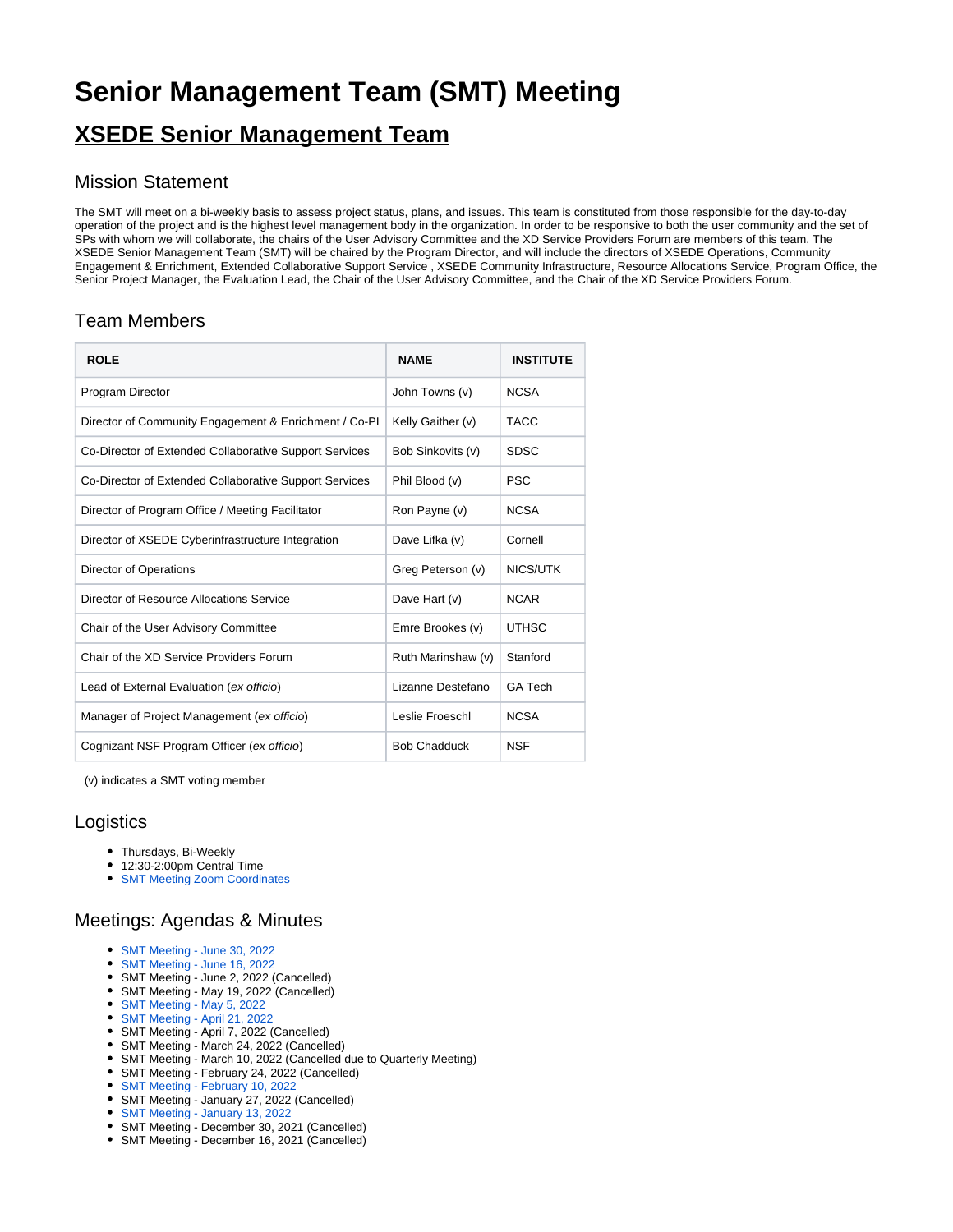# Senior Management Team (SMT) Meeting

## XSEDE Senior Management Team

### Mission Statement

The SMT will meet on a bi-weekly basis to assess project status, plans, and issues. This team is constituted from those responsible for the day-to-day operation of the project and is the highest level management body in the organization. In order to be responsive to both the user community and the set of SPs with whom we will collaborate, the chairs of the User Advisory Committee and the XD Service Providers Forum are members of this team. The XSEDE Senior Management Team (SMT) will be chaired by the Program Director, and will include the directors of XSEDE Operations, Community Engagement & Enrichment, Extended Collaborative Support Service , XSEDE Community Infrastructure, Resource Allocations Service, Program Office, the Senior Project Manager, the Evaluation Lead, the Chair of the User Advisory Committee, and the Chair of the XD Service Providers Forum.

### Team Members

| ROLE | NAME | INSTITUTE |
|---|---|---|
| Program Director | John Towns (v) | NCSA |
| Director of Community Engagement & Enrichment / Co-PI | Kelly Gaither (v) | TACC |
| Co-Director of Extended Collaborative Support Services | Bob Sinkovits (v) | SDSC |
| Co-Director of Extended Collaborative Support Services | Phil Blood (v) | PSC |
| Director of Program Office / Meeting Facilitator | Ron Payne (v) | NCSA |
| Director of XSEDE Cyberinfrastructure Integration | Dave Lifka (v) | Cornell |
| Director of Operations | Greg Peterson (v) | NICS/UTK |
| Director of Resource Allocations Service | Dave Hart (v) | NCAR |
| Chair of the User Advisory Committee | Emre Brookes (v) | UTHSC |
| Chair of the XD Service Providers Forum | Ruth Marinshaw (v) | Stanford |
| Lead of External Evaluation (*ex officio*) | Lizanne Destefano | GA Tech |
| Manager of Project Management (*ex officio*) | Leslie Froeschl | NCSA |
| Cognizant NSF Program Officer (*ex officio*) | Bob Chadduck | NSF |

(v) indicates a SMT voting member

### Logistics

- Thursdays, Bi-Weekly
- 12:30-2:00pm Central Time
- SMT Meeting Zoom Coordinates

### Meetings: Agendas & Minutes

- SMT Meeting - June 30, 2022
- SMT Meeting - June 16, 2022
- SMT Meeting - June 2, 2022 (Cancelled)
- SMT Meeting - May 19, 2022 (Cancelled)
- SMT Meeting - May 5, 2022
- SMT Meeting - April 21, 2022
- SMT Meeting - April 7, 2022 (Cancelled)
- SMT Meeting - March 24, 2022 (Cancelled)
- SMT Meeting - March 10, 2022 (Cancelled due to Quarterly Meeting)
- SMT Meeting - February 24, 2022 (Cancelled)
- SMT Meeting - February 10, 2022
- SMT Meeting - January 27, 2022 (Cancelled)
- SMT Meeting - January 13, 2022
- SMT Meeting - December 30, 2021 (Cancelled)
- SMT Meeting - December 16, 2021 (Cancelled)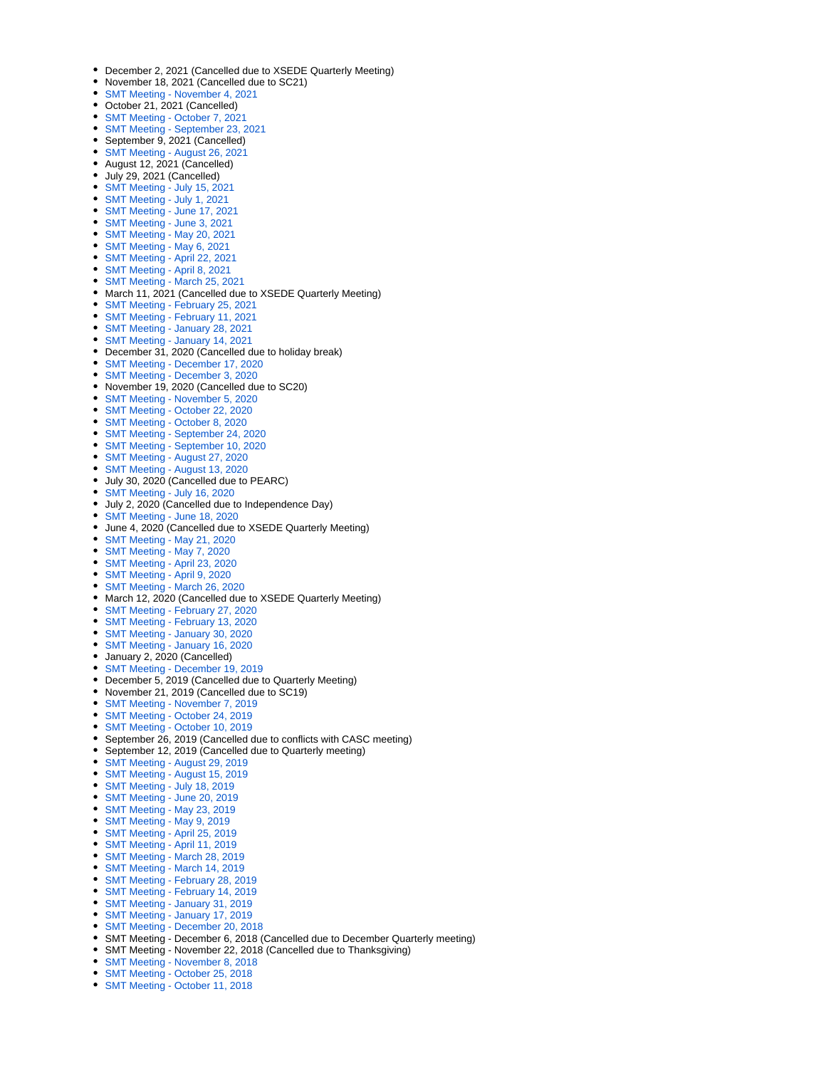- December 2, 2021 (Cancelled due to XSEDE Quarterly Meeting)
- November 18, 2021 (Cancelled due to SC21)
- SMT Meeting - November 4, 2021
- October 21, 2021 (Cancelled)
- SMT Meeting - October 7, 2021
- SMT Meeting - September 23, 2021
- September 9, 2021 (Cancelled)
- SMT Meeting - August 26, 2021
- August 12, 2021 (Cancelled)
- July 29, 2021 (Cancelled)
- SMT Meeting - July 15, 2021
- SMT Meeting - July 1, 2021
- SMT Meeting - June 17, 2021
- SMT Meeting - June 3, 2021
- SMT Meeting - May 20, 2021
- SMT Meeting - May 6, 2021
- SMT Meeting - April 22, 2021
- SMT Meeting - April 8, 2021
- SMT Meeting - March 25, 2021
- March 11, 2021 (Cancelled due to XSEDE Quarterly Meeting)
- SMT Meeting - February 25, 2021
- SMT Meeting - February 11, 2021
- SMT Meeting - January 28, 2021
- SMT Meeting - January 14, 2021
- December 31, 2020 (Cancelled due to holiday break)
- SMT Meeting - December 17, 2020
- SMT Meeting - December 3, 2020
- November 19, 2020 (Cancelled due to SC20)
- SMT Meeting - November 5, 2020
- SMT Meeting - October 22, 2020
- SMT Meeting - October 8, 2020
- SMT Meeting - September 24, 2020
- SMT Meeting - September 10, 2020
- SMT Meeting - August 27, 2020
- SMT Meeting - August 13, 2020
- July 30, 2020 (Cancelled due to PEARC)
- SMT Meeting - July 16, 2020
- July 2, 2020 (Cancelled due to Independence Day)
- SMT Meeting - June 18, 2020
- June 4, 2020 (Cancelled due to XSEDE Quarterly Meeting)
- SMT Meeting - May 21, 2020
- SMT Meeting - May 7, 2020
- SMT Meeting - April 23, 2020
- SMT Meeting - April 9, 2020
- SMT Meeting - March 26, 2020
- March 12, 2020 (Cancelled due to XSEDE Quarterly Meeting)
- SMT Meeting - February 27, 2020
- SMT Meeting - February 13, 2020
- SMT Meeting - January 30, 2020
- SMT Meeting - January 16, 2020
- January 2, 2020 (Cancelled)
- SMT Meeting - December 19, 2019
- December 5, 2019 (Cancelled due to Quarterly Meeting)
- November 21, 2019 (Cancelled due to SC19)
- SMT Meeting - November 7, 2019
- SMT Meeting - October 24, 2019
- SMT Meeting - October 10, 2019
- September 26, 2019 (Cancelled due to conflicts with CASC meeting)
- September 12, 2019 (Cancelled due to Quarterly meeting)
- SMT Meeting - August 29, 2019
- SMT Meeting - August 15, 2019
- SMT Meeting - July 18, 2019
- SMT Meeting - June 20, 2019
- SMT Meeting - May 23, 2019
- SMT Meeting - May 9, 2019
- SMT Meeting - April 25, 2019
- SMT Meeting - April 11, 2019
- SMT Meeting - March 28, 2019
- SMT Meeting - March 14, 2019
- SMT Meeting - February 28, 2019
- SMT Meeting - February 14, 2019
- SMT Meeting - January 31, 2019
- SMT Meeting - January 17, 2019
- SMT Meeting - December 20, 2018
- SMT Meeting - December 6, 2018 (Cancelled due to December Quarterly meeting)
- SMT Meeting - November 22, 2018 (Cancelled due to Thanksgiving)
- SMT Meeting - November 8, 2018
- SMT Meeting - October 25, 2018
- SMT Meeting - October 11, 2018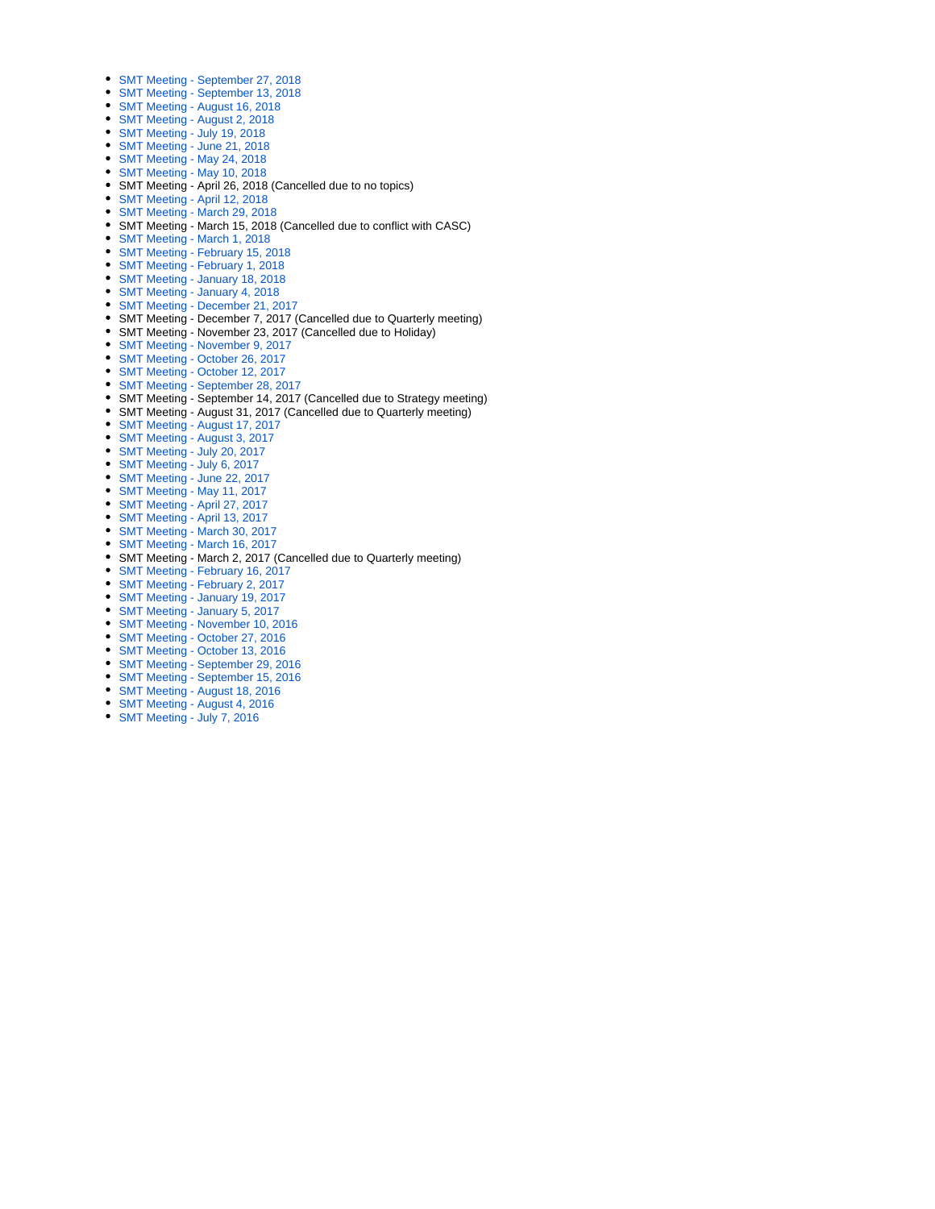- SMT Meeting - September 27, 2018
- SMT Meeting - September 13, 2018
- SMT Meeting - August 16, 2018
- SMT Meeting - August 2, 2018
- SMT Meeting - July 19, 2018
- SMT Meeting - June 21, 2018
- SMT Meeting - May 24, 2018
- SMT Meeting - May 10, 2018
- SMT Meeting - April 26, 2018 (Cancelled due to no topics)
- SMT Meeting - April 12, 2018
- SMT Meeting - March 29, 2018
- SMT Meeting - March 15, 2018 (Cancelled due to conflict with CASC)
- SMT Meeting - March 1, 2018
- SMT Meeting - February 15, 2018
- SMT Meeting - February 1, 2018
- SMT Meeting - January 18, 2018
- SMT Meeting - January 4, 2018
- SMT Meeting - December 21, 2017
- SMT Meeting - December 7, 2017 (Cancelled due to Quarterly meeting)
- SMT Meeting - November 23, 2017 (Cancelled due to Holiday)
- SMT Meeting - November 9, 2017
- SMT Meeting - October 26, 2017
- SMT Meeting - October 12, 2017
- SMT Meeting - September 28, 2017
- SMT Meeting - September 14, 2017 (Cancelled due to Strategy meeting)
- SMT Meeting - August 31, 2017 (Cancelled due to Quarterly meeting)
- SMT Meeting - August 17, 2017
- SMT Meeting - August 3, 2017
- SMT Meeting - July 20, 2017
- SMT Meeting - July 6, 2017
- SMT Meeting - June 22, 2017
- SMT Meeting - May 11, 2017
- SMT Meeting - April 27, 2017
- SMT Meeting - April 13, 2017
- SMT Meeting - March 30, 2017
- SMT Meeting - March 16, 2017
- SMT Meeting - March 2, 2017 (Cancelled due to Quarterly meeting)
- SMT Meeting - February 16, 2017
- SMT Meeting - February 2, 2017
- SMT Meeting - January 19, 2017
- SMT Meeting - January 5, 2017
- SMT Meeting - November 10, 2016
- SMT Meeting - October 27, 2016
- SMT Meeting - October 13, 2016
- SMT Meeting - September 29, 2016
- SMT Meeting - September 15, 2016
- SMT Meeting - August 18, 2016
- SMT Meeting - August 4, 2016
- SMT Meeting - July 7, 2016